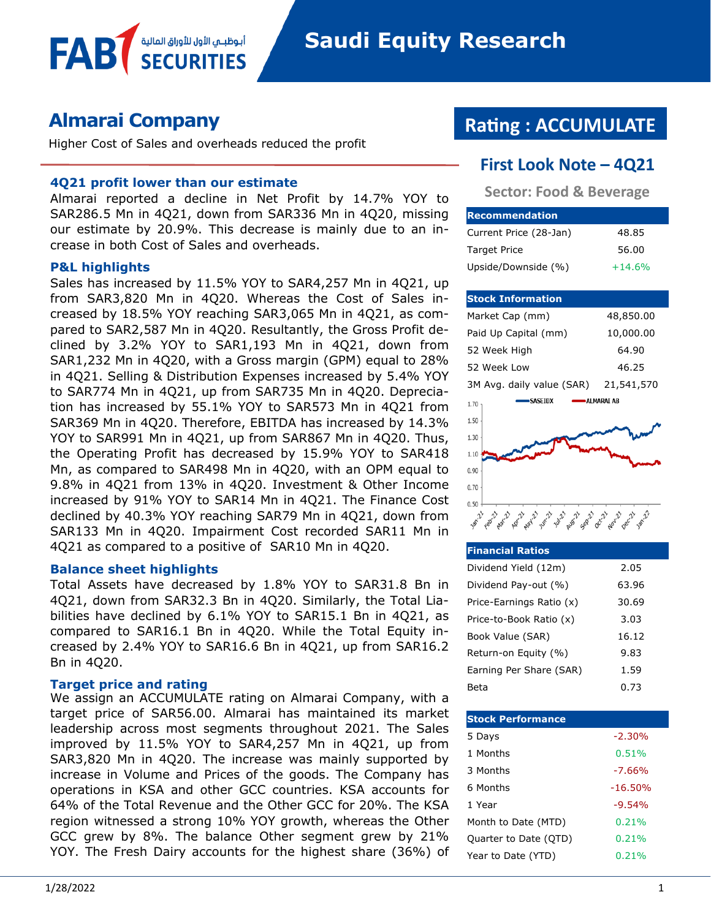# Almarai Company

Higher Cost of Sales and overheads reduced the profit

## Rating : ACCUMULATE

### First Look Note – 4Q21

**Sector: Food & Beverage**

### 4Q21 profit lower than our estimate

Almarai reported a decline in Net Profit by 14.7% YOY to SAR286.5 Mn in 4Q21, down from SAR336 Mn in 4Q20, missing our estimate by 20.9%. This decrease is mainly due to an increase in both Cost of Sales and overheads.

### P&L highlights

Sales has increased by 11.5% YOY to SAR4,257 Mn in 4Q21, up from SAR3,820 Mn in 4Q20. Whereas the Cost of Sales increased by 18.5% YOY reaching SAR3,065 Mn in 4Q21, as compared to SAR2,587 Mn in 4Q20. Resultantly, the Gross Profit declined by 3.2% YOY to SAR1,193 Mn in 4Q21, down from SAR1,232 Mn in 4Q20, with a Gross margin (GPM) equal to 28% in 4Q21. Selling & Distribution Expenses increased by 5.4% YOY to SAR774 Mn in 4Q21, up from SAR735 Mn in 4Q20. Depreciation has increased by 55.1% YOY to SAR573 Mn in 4Q21 from SAR369 Mn in 4Q20. Therefore, EBITDA has increased by 14.3% YOY to SAR991 Mn in 4Q21, up from SAR867 Mn in 4Q20. Thus, the Operating Profit has decreased by 15.9% YOY to SAR418 Mn, as compared to SAR498 Mn in 4Q20, with an OPM equal to 9.8% in 4Q21 from 13% in 4Q20. Investment & Other Income increased by 91% YOY to SAR14 Mn in 4Q21. The Finance Cost declined by 40.3% YOY reaching SAR79 Mn in 4Q21, down from SAR133 Mn in 4Q20. Impairment Cost recorded SAR11 Mn in 4Q21 as compared to a positive of SAR10 Mn in 4Q20.

### Balance sheet highlights

Total Assets have decreased by 1.8% YOY to SAR31.8 Bn in 4Q21, down from SAR32.3 Bn in 4Q20. Similarly, the Total Liabilities have declined by 6.1% YOY to SAR15.1 Bn in 4Q21, as compared to SAR16.1 Bn in 4Q20. While the Total Equity increased by 2.4% YOY to SAR16.6 Bn in 4Q21, up from SAR16.2 Bn in 4Q20.

### Target price and rating

We assign an ACCUMULATE rating on Almarai Company, with a target price of SAR56.00. Almarai has maintained its market leadership across most segments throughout 2021. The Sales improved by 11.5% YOY to SAR4,257 Mn in 4Q21, up from SAR3,820 Mn in 4Q20. The increase was mainly supported by increase in Volume and Prices of the goods. The Company has operations in KSA and other GCC countries. KSA accounts for 64% of the Total Revenue and the Other GCC for 20%. The KSA region witnessed a strong 10% YOY growth, whereas the Other GCC grew by 8%. The balance Other segment grew by 21% YOY. The Fresh Dairy accounts for the highest share (36%) of

| Recommendation | |
|---|---|
| Current Price (28-Jan) | 48.85 |
| Target Price | 56.00 |
| Upside/Downside (%) | +14.6% |

| Stock Information | |
|---|---|
| Market Cap (mm) | 48,850.00 |
| Paid Up Capital (mm) | 10,000.00 |
| 52 Week High | 64.90 |
| 52 Week Low | 46.25 |
| 3M Avg. daily value (SAR) | 21,541,570 |

| Financial Ratios | |
|---|---|
| Dividend Yield (12m) | 2.05 |
| Dividend Pay-out (%) | 63.96 |
| Price-Earnings Ratio (x) | 30.69 |
| Price-to-Book Ratio (x) | 3.03 |
| Book Value (SAR) | 16.12 |
| Return-on Equity (%) | 9.83 |
| Earning Per Share (SAR) | 1.59 |
| Beta | 0.73 |

| Stock Performance | |
|---|---|
| 5 Days | -2.30% |
| 1 Months | 0.51% |
| 3 Months | -7.66% |
| 6 Months | -16.50% |
| 1 Year | -9.54% |
| Month to Date (MTD) | 0.21% |
| Quarter to Date (QTD) | 0.21% |
| Year to Date (YTD) | 0.21% |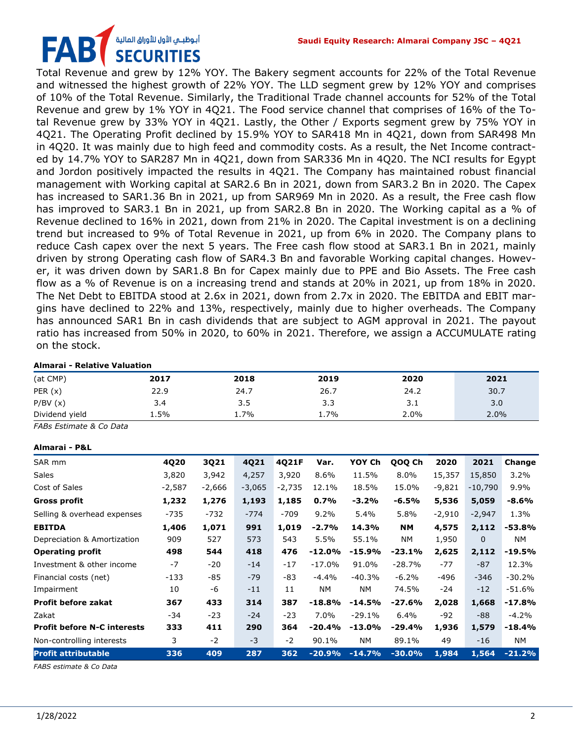Total Revenue and grew by 12% YOY. The Bakery segment accounts for 22% of the Total Revenue and witnessed the highest growth of 22% YOY. The LLD segment grew by 12% YOY and comprises of 10% of the Total Revenue. Similarly, the Traditional Trade channel accounts for 52% of the Total Revenue and grew by 1% YOY in 4Q21. The Food service channel that comprises of 16% of the Total Revenue grew by 33% YOY in 4Q21. Lastly, the Other / Exports segment grew by 75% YOY in 4Q21. The Operating Profit declined by 15.9% YOY to SAR418 Mn in 4Q21, down from SAR498 Mn in 4Q20. It was mainly due to high feed and commodity costs. As a result, the Net Income contracted by 14.7% YOY to SAR287 Mn in 4Q21, down from SAR336 Mn in 4Q20. The NCI results for Egypt and Jordon positively impacted the results in 4Q21. The Company has maintained robust financial management with Working capital at SAR2.6 Bn in 2021, down from SAR3.2 Bn in 2020. The Capex has increased to SAR1.36 Bn in 2021, up from SAR969 Mn in 2020. As a result, the Free cash flow has improved to SAR3.1 Bn in 2021, up from SAR2.8 Bn in 2020. The Working capital as a % of Revenue declined to 16% in 2021, down from 21% in 2020. The Capital investment is on a declining trend but increased to 9% of Total Revenue in 2021, up from 6% in 2020. The Company plans to reduce Cash capex over the next 5 years. The Free cash flow stood at SAR3.1 Bn in 2021, mainly driven by strong Operating cash flow of SAR4.3 Bn and favorable Working capital changes. However, it was driven down by SAR1.8 Bn for Capex mainly due to PPE and Bio Assets. The Free cash flow as a % of Revenue is on a increasing trend and stands at 20% in 2021, up from 18% in 2020. The Net Debt to EBITDA stood at 2.6x in 2021, down from 2.7x in 2020. The EBITDA and EBIT margins have declined to 22% and 13%, respectively, mainly due to higher overheads. The Company has announced SAR1 Bn in cash dividends that are subject to AGM approval in 2021. The payout ratio has increased from 50% in 2020, to 60% in 2021. Therefore, we assign a ACCUMULATE rating on the stock.

**Almarai - Relative Valuation**

| (at CMP) | 2017 | 2018 | 2019 | 2020 | 2021 |
|---|---|---|---|---|---|
| PER (x) | 22.9 | 24.7 | 26.7 | 24.2 | 30.7 |
| P/BV (x) | 3.4 | 3.5 | 3.3 | 3.1 | 3.0 |
| Dividend yield | 1.5% | 1.7% | 1.7% | 2.0% | 2.0% |

*FABs Estimate & Co Data*

**Almarai - P&L**

| SAR mm | 4Q20 | 3Q21 | 4Q21 | 4Q21F | Var. | YOY Ch | QOQ Ch | 2020 | 2021 | Change |
|---|---|---|---|---|---|---|---|---|---|---|
| Sales | 3,820 | 3,942 | 4,257 | 3,920 | 8.6% | 11.5% | 8.0% | 15,357 | 15,850 | 3.2% |
| Cost of Sales | -2,587 | -2,666 | -3,065 | -2,735 | 12.1% | 18.5% | 15.0% | -9,821 | -10,790 | 9.9% |
| **Gross profit** | **1,232** | **1,276** | **1,193** | **1,185** | **0.7%** | **-3.2%** | **-6.5%** | **5,536** | **5,059** | **-8.6%** |
| Selling & overhead expenses | -735 | -732 | -774 | -709 | 9.2% | 5.4% | 5.8% | -2,910 | -2,947 | 1.3% |
| **EBITDA** | **1,406** | **1,071** | **991** | **1,019** | **-2.7%** | **14.3%** | **NM** | **4,575** | **2,112** | **-53.8%** |
| Depreciation & Amortization | 909 | 527 | 573 | 543 | 5.5% | 55.1% | NM | 1,950 | 0 | NM |
| **Operating profit** | **498** | **544** | **418** | **476** | **-12.0%** | **-15.9%** | **-23.1%** | **2,625** | **2,112** | **-19.5%** |
| Investment & other income | -7 | -20 | -14 | -17 | -17.0% | 91.0% | -28.7% | -77 | -87 | 12.3% |
| Financial costs (net) | -133 | -85 | -79 | -83 | -4.4% | -40.3% | -6.2% | -496 | -346 | -30.2% |
| Impairment | 10 | -6 | -11 | 11 | NM | NM | 74.5% | -24 | -12 | -51.6% |
| **Profit before zakat** | **367** | **433** | **314** | **387** | **-18.8%** | **-14.5%** | **-27.6%** | **2,028** | **1,668** | **-17.8%** |
| Zakat | -34 | -23 | -24 | -23 | 7.0% | -29.1% | 6.4% | -92 | -88 | -4.2% |
| **Profit before N-C interests** | **333** | **411** | **290** | **364** | **-20.4%** | **-13.0%** | **-29.4%** | **1,936** | **1,579** | **-18.4%** |
| Non-controlling interests | 3 | -2 | -3 | -2 | 90.1% | NM | 89.1% | 49 | -16 | NM |
| **Profit attributable** | **336** | **409** | **287** | **362** | **-20.9%** | **-14.7%** | **-30.0%** | **1,984** | **1,564** | **-21.2%** |

*FABS estimate & Co Data*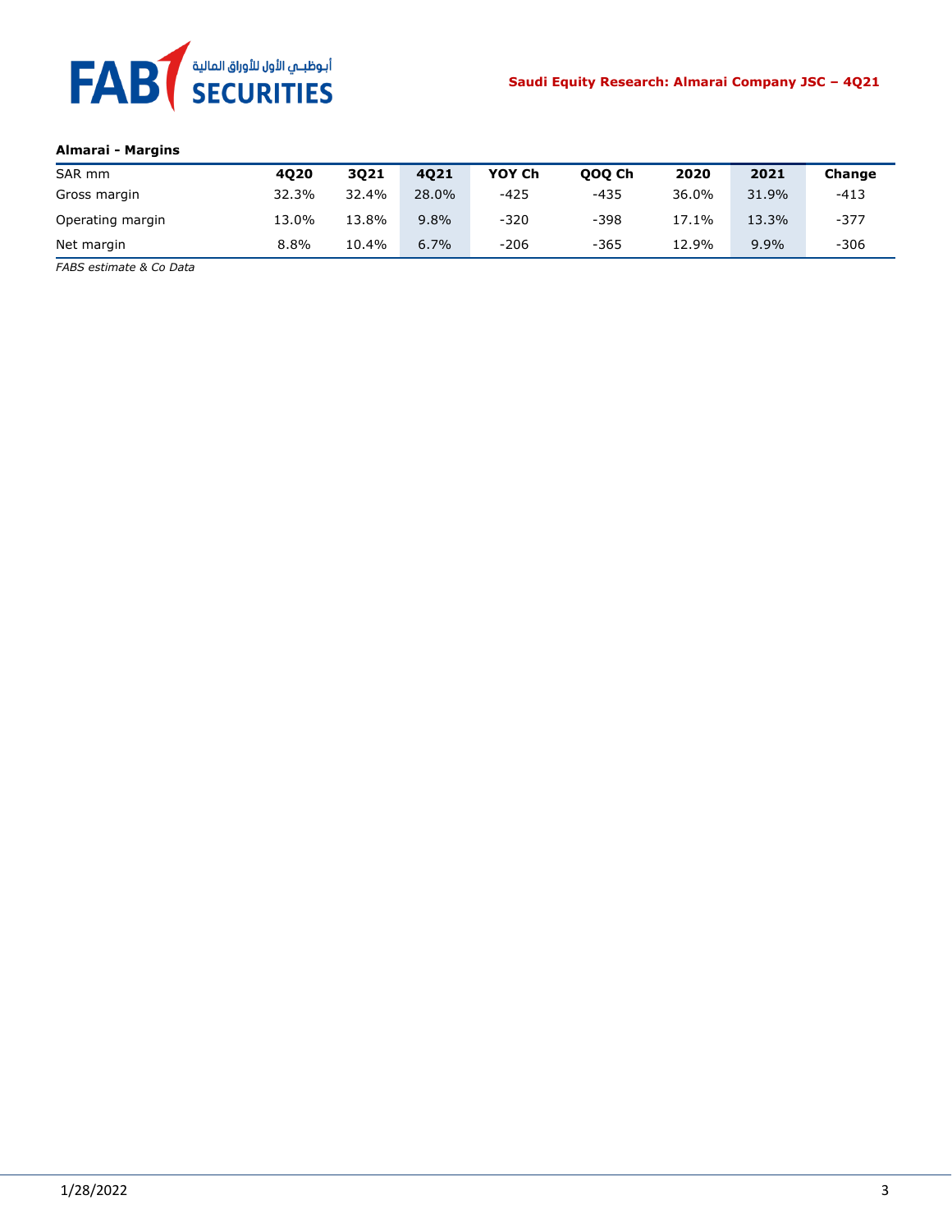**Almarai - Margins**

| SAR mm | 4Q20 | 3Q21 | 4Q21 | YOY Ch | QOQ Ch | 2020 | 2021 | Change |
|---|---|---|---|---|---|---|---|---|
| Gross margin | 32.3% | 32.4% | 28.0% | -425 | -435 | 36.0% | 31.9% | -413 |
| Operating margin | 13.0% | 13.8% | 9.8% | -320 | -398 | 17.1% | 13.3% | -377 |
| Net margin | 8.8% | 10.4% | 6.7% | -206 | -365 | 12.9% | 9.9% | -306 |

*FABS estimate & Co Data*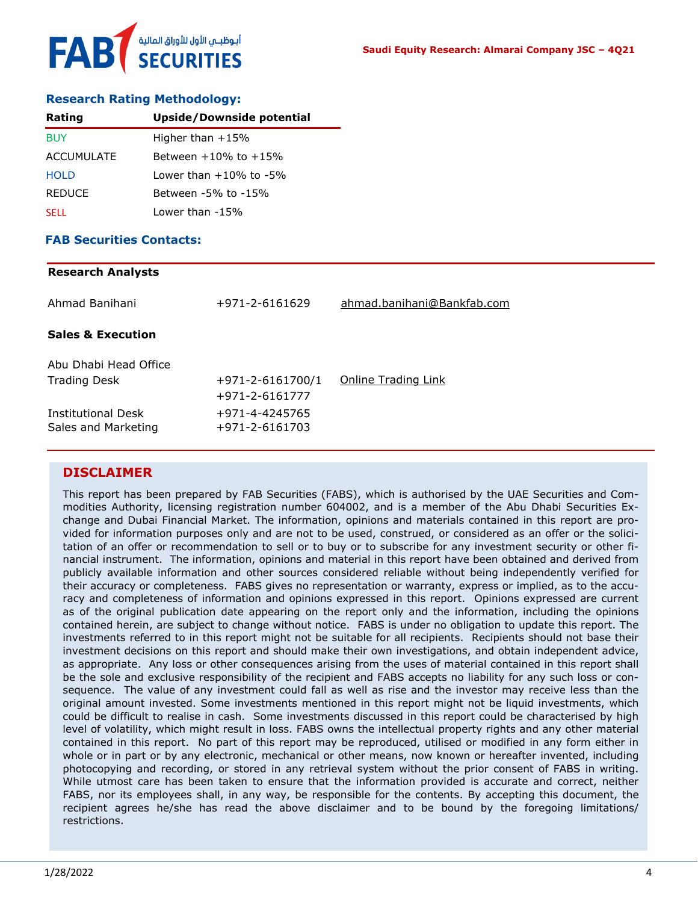## Research Rating Methodology:

| Rating | Upside/Downside potential |
|---|---|
| BUY | Higher than +15% |
| ACCUMULATE | Between +10% to +15% |
| HOLD | Lower than +10% to -5% |
| REDUCE | Between -5% to -15% |
| SELL | Lower than -15% |

## FAB Securities Contacts:

| **Research Analysts** | | |
|---|---|---|
| Ahmad Banihani | +971-2-6161629 | ahmad.banihani@Bankfab.com |
| **Sales & Execution** | | |
| Abu Dhabi Head Office | | |
| Trading Desk | +971-2-6161700/1<br>+971-2-6161777 | Online Trading Link |
| Institutional Desk | +971-4-4245765 | |
| Sales and Marketing | +971-2-6161703 | |

## DISCLAIMER

This report has been prepared by FAB Securities (FABS), which is authorised by the UAE Securities and Commodities Authority, licensing registration number 604002, and is a member of the Abu Dhabi Securities Exchange and Dubai Financial Market. The information, opinions and materials contained in this report are provided for information purposes only and are not to be used, construed, or considered as an offer or the solicitation of an offer or recommendation to sell or to buy or to subscribe for any investment security or other financial instrument. The information, opinions and material in this report have been obtained and derived from publicly available information and other sources considered reliable without being independently verified for their accuracy or completeness. FABS gives no representation or warranty, express or implied, as to the accuracy and completeness of information and opinions expressed in this report. Opinions expressed are current as of the original publication date appearing on the report only and the information, including the opinions contained herein, are subject to change without notice. FABS is under no obligation to update this report. The investments referred to in this report might not be suitable for all recipients. Recipients should not base their investment decisions on this report and should make their own investigations, and obtain independent advice, as appropriate. Any loss or other consequences arising from the uses of material contained in this report shall be the sole and exclusive responsibility of the recipient and FABS accepts no liability for any such loss or consequence. The value of any investment could fall as well as rise and the investor may receive less than the original amount invested. Some investments mentioned in this report might not be liquid investments, which could be difficult to realise in cash. Some investments discussed in this report could be characterised by high level of volatility, which might result in loss. FABS owns the intellectual property rights and any other material contained in this report. No part of this report may be reproduced, utilised or modified in any form either in whole or in part or by any electronic, mechanical or other means, now known or hereafter invented, including photocopying and recording, or stored in any retrieval system without the prior consent of FABS in writing. While utmost care has been taken to ensure that the information provided is accurate and correct, neither FABS, nor its employees shall, in any way, be responsible for the contents. By accepting this document, the recipient agrees he/she has read the above disclaimer and to be bound by the foregoing limitations/ restrictions.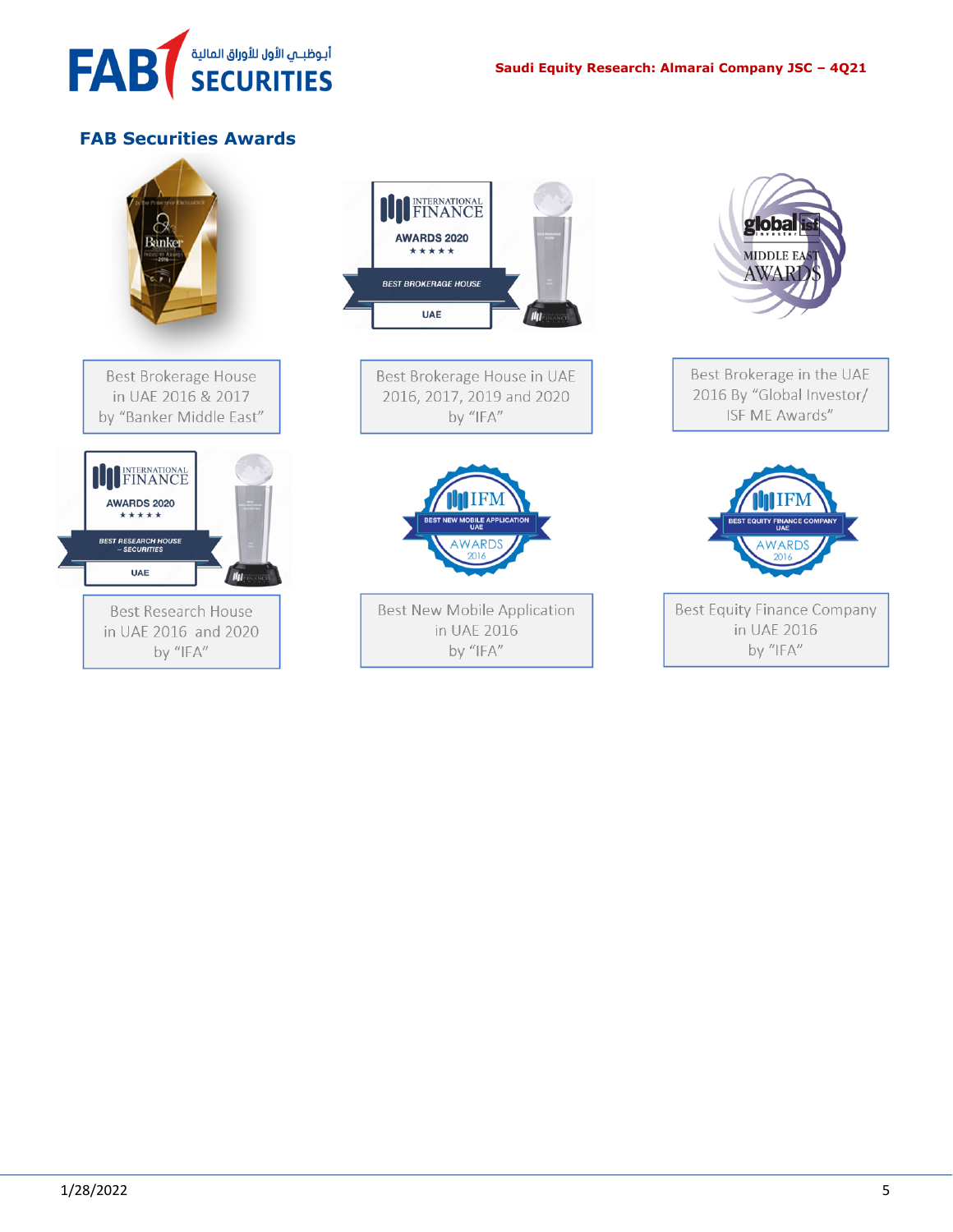## FAB Securities Awards

Best Brokerage House in UAE 2016 & 2017 by "Banker Middle East"

Best Brokerage House in UAE 2016, 2017, 2019 and 2020 by "IFA"

Best Brokerage in the UAE 2016 By "Global Investor/ ISF ME Awards"

Best Research House in UAE 2016 and 2020 by "IFA"

Best New Mobile Application in UAE 2016 by "IFA"

Best Equity Finance Company in UAE 2016 by "IFA"